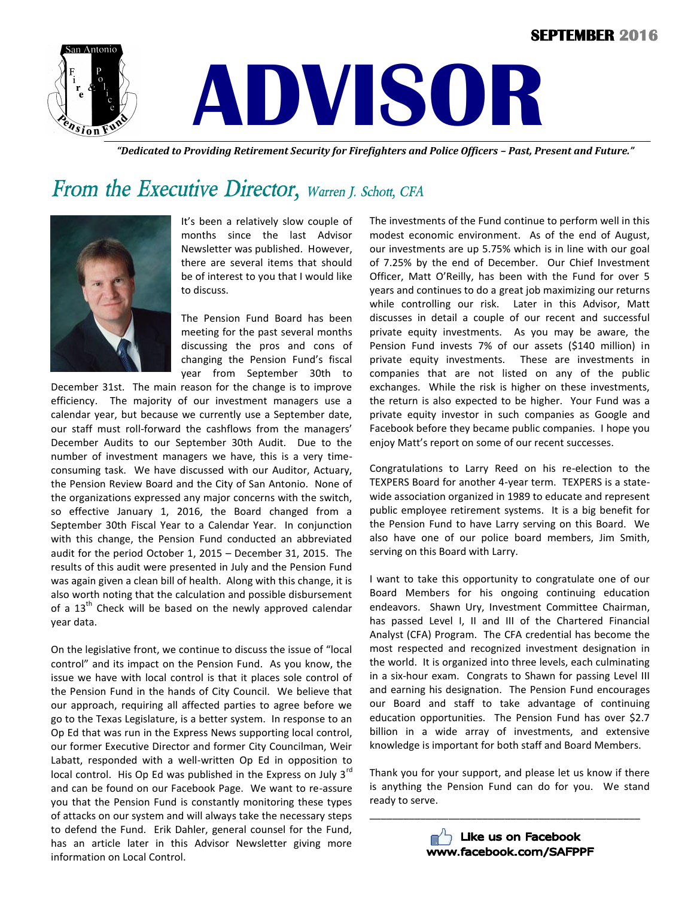SEPTEMBER 2016

# ADVISOR

*"Dedicated to Providing Retirement Security for Firefighters and Police Officers – Past, Present and Future."*

## *From the Executive Director, Warren J. Schott, CFA*

It's been a relatively slow couple of months since the last Advisor Newsletter was published. However, there are several items that should be of interest to you that I would like to discuss.

The Pension Fund Board has been meeting for the past several months discussing the pros and cons of changing the Pension Fund's fiscal year from September 30th to December 31st. The main reason for the change is to improve efficiency. The majority of our investment managers use a calendar year, but because we currently use a September date, our staff must roll-forward the cashflows from the managers' December Audits to our September 30th Audit. Due to the number of investment managers we have, this is a very time-consuming task. We have discussed with our Auditor, Actuary, the Pension Review Board and the City of San Antonio. None of the organizations expressed any major concerns with the switch, so effective January 1, 2016, the Board changed from a September 30th Fiscal Year to a Calendar Year. In conjunction with this change, the Pension Fund conducted an abbreviated audit for the period October 1, 2015 – December 31, 2015. The results of this audit were presented in July and the Pension Fund was again given a clean bill of health. Along with this change, it is also worth noting that the calculation and possible disbursement of a 13th Check will be based on the newly approved calendar year data.

On the legislative front, we continue to discuss the issue of "local control" and its impact on the Pension Fund. As you know, the issue we have with local control is that it places sole control of the Pension Fund in the hands of City Council. We believe that our approach, requiring all affected parties to agree before we go to the Texas Legislature, is a better system. In response to an Op Ed that was run in the Express News supporting local control, our former Executive Director and former City Councilman, Weir Labatt, responded with a well-written Op Ed in opposition to local control. His Op Ed was published in the Express on July 3rd and can be found on our Facebook Page. We want to re-assure you that the Pension Fund is constantly monitoring these types of attacks on our system and will always take the necessary steps to defend the Fund. Erik Dahler, general counsel for the Fund, has an article later in this Advisor Newsletter giving more information on Local Control.

The investments of the Fund continue to perform well in this modest economic environment. As of the end of August, our investments are up 5.75% which is in line with our goal of 7.25% by the end of December. Our Chief Investment Officer, Matt O'Reilly, has been with the Fund for over 5 years and continues to do a great job maximizing our returns while controlling our risk. Later in this Advisor, Matt discusses in detail a couple of our recent and successful private equity investments. As you may be aware, the Pension Fund invests 7% of our assets ($140 million) in private equity investments. These are investments in companies that are not listed on any of the public exchanges. While the risk is higher on these investments, the return is also expected to be higher. Your Fund was a private equity investor in such companies as Google and Facebook before they became public companies. I hope you enjoy Matt's report on some of our recent successes.

Congratulations to Larry Reed on his re-election to the TEXPERS Board for another 4-year term. TEXPERS is a state-wide association organized in 1989 to educate and represent public employee retirement systems. It is a big benefit for the Pension Fund to have Larry serving on this Board. We also have one of our police board members, Jim Smith, serving on this Board with Larry.

I want to take this opportunity to congratulate one of our Board Members for his ongoing continuing education endeavors. Shawn Ury, Investment Committee Chairman, has passed Level I, II and III of the Chartered Financial Analyst (CFA) Program. The CFA credential has become the most respected and recognized investment designation in the world. It is organized into three levels, each culminating in a six-hour exam. Congrats to Shawn for passing Level III and earning his designation. The Pension Fund encourages our Board and staff to take advantage of continuing education opportunities. The Pension Fund has over $2.7 billion in a wide array of investments, and extensive knowledge is important for both staff and Board Members.

Thank you for your support, and please let us know if there is anything the Pension Fund can do for you. We stand ready to serve.

---

**Like us on Facebook**
**www.facebook.com/SAFPPF**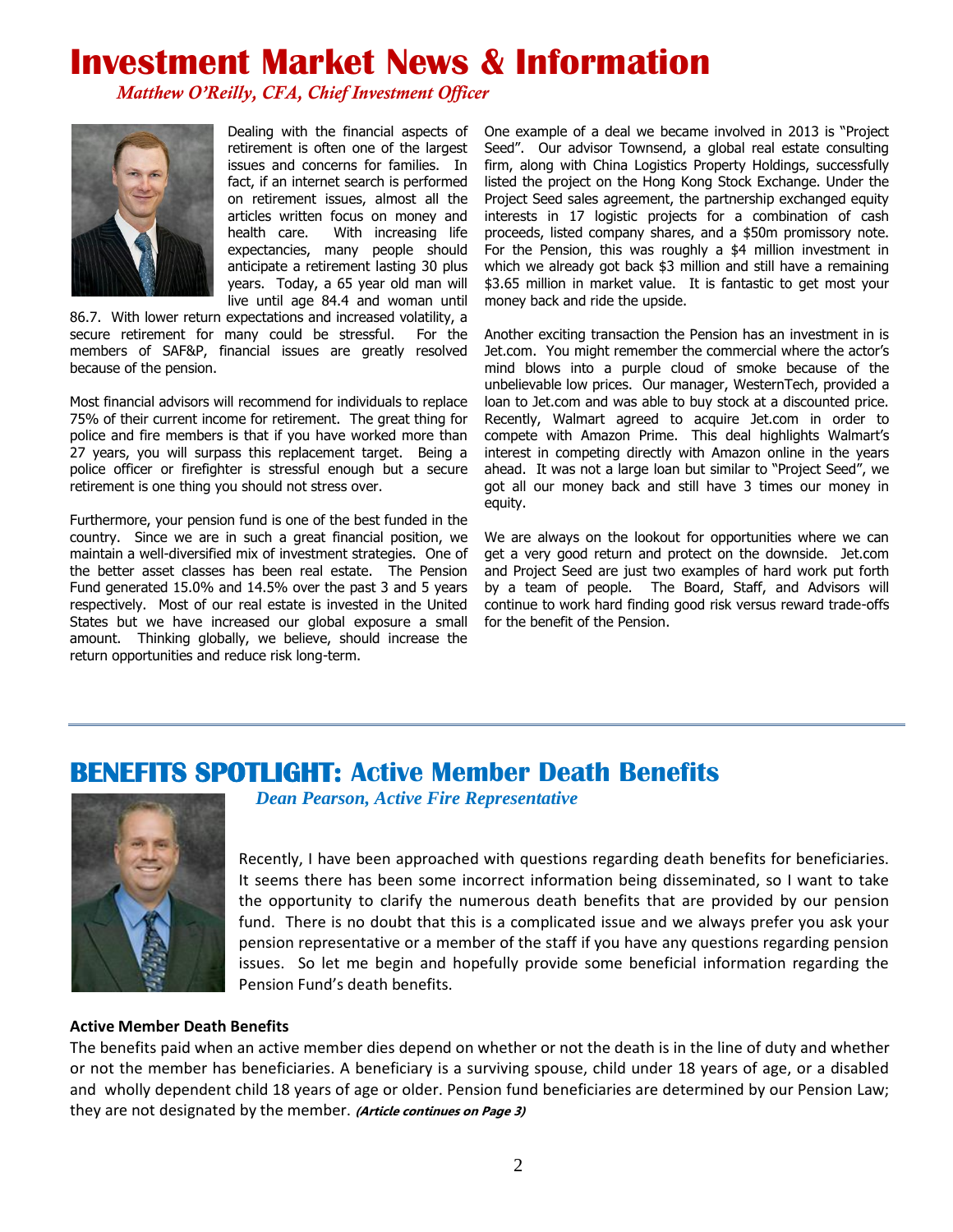# Investment Market News & Information

*Matthew O'Reilly, CFA, Chief Investment Officer*

Dealing with the financial aspects of retirement is often one of the largest issues and concerns for families. In fact, if an internet search is performed on retirement issues, almost all the articles written focus on money and health care. With increasing life expectancies, many people should anticipate a retirement lasting 30 plus years. Today, a 65 year old man will live until age 84.4 and woman until 86.7. With lower return expectations and increased volatility, a secure retirement for many could be stressful. For the members of SAF&P, financial issues are greatly resolved because of the pension.

Most financial advisors will recommend for individuals to replace 75% of their current income for retirement. The great thing for police and fire members is that if you have worked more than 27 years, you will surpass this replacement target. Being a police officer or firefighter is stressful enough but a secure retirement is one thing you should not stress over.

Furthermore, your pension fund is one of the best funded in the country. Since we are in such a great financial position, we maintain a well-diversified mix of investment strategies. One of the better asset classes has been real estate. The Pension Fund generated 15.0% and 14.5% over the past 3 and 5 years respectively. Most of our real estate is invested in the United States but we have increased our global exposure a small amount. Thinking globally, we believe, should increase the return opportunities and reduce risk long-term.

One example of a deal we became involved in 2013 is "Project Seed". Our advisor Townsend, a global real estate consulting firm, along with China Logistics Property Holdings, successfully listed the project on the Hong Kong Stock Exchange. Under the Project Seed sales agreement, the partnership exchanged equity interests in 17 logistic projects for a combination of cash proceeds, listed company shares, and a $50m promissory note. For the Pension, this was roughly a $4 million investment in which we already got back $3 million and still have a remaining $3.65 million in market value. It is fantastic to get most your money back and ride the upside.

Another exciting transaction the Pension has an investment in is Jet.com. You might remember the commercial where the actor's mind blows into a purple cloud of smoke because of the unbelievable low prices. Our manager, WesternTech, provided a loan to Jet.com and was able to buy stock at a discounted price. Recently, Walmart agreed to acquire Jet.com in order to compete with Amazon Prime. This deal highlights Walmart's interest in competing directly with Amazon online in the years ahead. It was not a large loan but similar to "Project Seed", we got all our money back and still have 3 times our money in equity.

We are always on the lookout for opportunities where we can get a very good return and protect on the downside. Jet.com and Project Seed are just two examples of hard work put forth by a team of people. The Board, Staff, and Advisors will continue to work hard finding good risk versus reward trade-offs for the benefit of the Pension.

---

# BENEFITS SPOTLIGHT: Active Member Death Benefits

*Dean Pearson, Active Fire Representative*

Recently, I have been approached with questions regarding death benefits for beneficiaries. It seems there has been some incorrect information being disseminated, so I want to take the opportunity to clarify the numerous death benefits that are provided by our pension fund. There is no doubt that this is a complicated issue and we always prefer you ask your pension representative or a member of the staff if you have any questions regarding pension issues. So let me begin and hopefully provide some beneficial information regarding the Pension Fund's death benefits.

**Active Member Death Benefits**

The benefits paid when an active member dies depend on whether or not the death is in the line of duty and whether or not the member has beneficiaries. A beneficiary is a surviving spouse, child under 18 years of age, or a disabled and wholly dependent child 18 years of age or older. Pension fund beneficiaries are determined by our Pension Law; they are not designated by the member. ***(Article continues on Page 3)***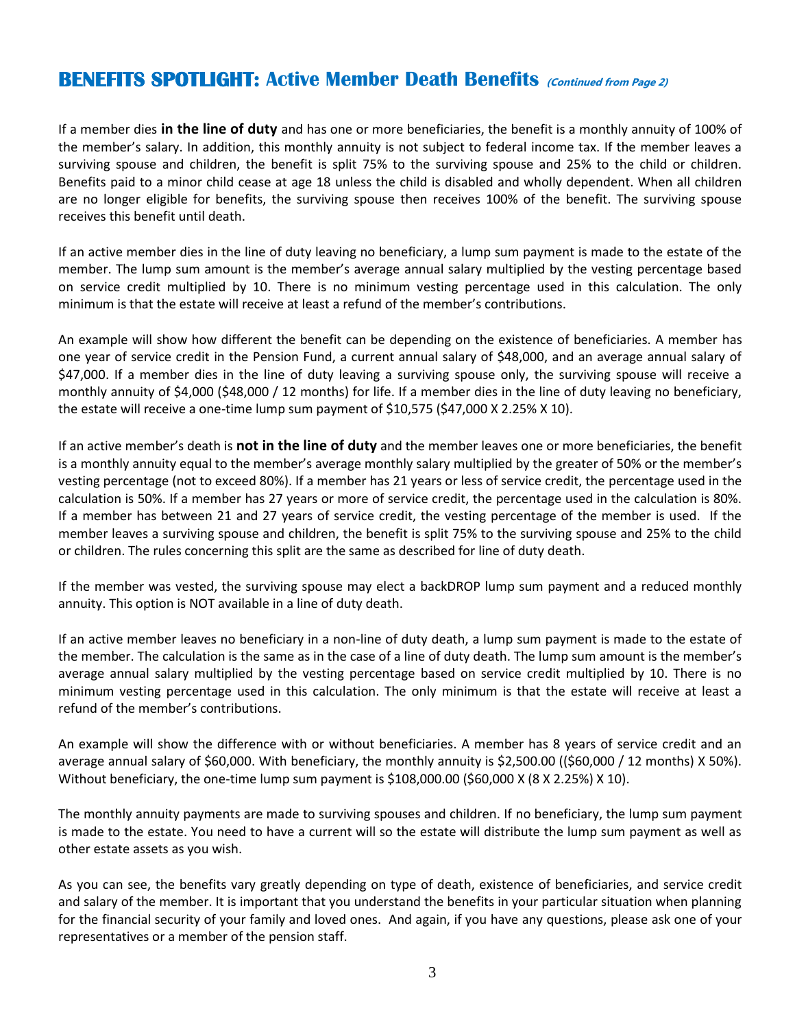## **BENEFITS SPOTLIGHT:** Active Member Death Benefits ***(Continued from Page 2)***

If a member dies **in the line of duty** and has one or more beneficiaries, the benefit is a monthly annuity of 100% of the member's salary. In addition, this monthly annuity is not subject to federal income tax. If the member leaves a surviving spouse and children, the benefit is split 75% to the surviving spouse and 25% to the child or children. Benefits paid to a minor child cease at age 18 unless the child is disabled and wholly dependent. When all children are no longer eligible for benefits, the surviving spouse then receives 100% of the benefit. The surviving spouse receives this benefit until death.

If an active member dies in the line of duty leaving no beneficiary, a lump sum payment is made to the estate of the member. The lump sum amount is the member's average annual salary multiplied by the vesting percentage based on service credit multiplied by 10. There is no minimum vesting percentage used in this calculation. The only minimum is that the estate will receive at least a refund of the member's contributions.

An example will show how different the benefit can be depending on the existence of beneficiaries. A member has one year of service credit in the Pension Fund, a current annual salary of $48,000, and an average annual salary of $47,000. If a member dies in the line of duty leaving a surviving spouse only, the surviving spouse will receive a monthly annuity of $4,000 ($48,000 / 12 months) for life. If a member dies in the line of duty leaving no beneficiary, the estate will receive a one-time lump sum payment of $10,575 ($47,000 X 2.25% X 10).

If an active member's death is **not in the line of duty** and the member leaves one or more beneficiaries, the benefit is a monthly annuity equal to the member's average monthly salary multiplied by the greater of 50% or the member's vesting percentage (not to exceed 80%). If a member has 21 years or less of service credit, the percentage used in the calculation is 50%. If a member has 27 years or more of service credit, the percentage used in the calculation is 80%. If a member has between 21 and 27 years of service credit, the vesting percentage of the member is used. If the member leaves a surviving spouse and children, the benefit is split 75% to the surviving spouse and 25% to the child or children. The rules concerning this split are the same as described for line of duty death.

If the member was vested, the surviving spouse may elect a backDROP lump sum payment and a reduced monthly annuity. This option is NOT available in a line of duty death.

If an active member leaves no beneficiary in a non-line of duty death, a lump sum payment is made to the estate of the member. The calculation is the same as in the case of a line of duty death. The lump sum amount is the member's average annual salary multiplied by the vesting percentage based on service credit multiplied by 10. There is no minimum vesting percentage used in this calculation. The only minimum is that the estate will receive at least a refund of the member's contributions.

An example will show the difference with or without beneficiaries. A member has 8 years of service credit and an average annual salary of $60,000. With beneficiary, the monthly annuity is $2,500.00 (($60,000 / 12 months) X 50%). Without beneficiary, the one-time lump sum payment is $108,000.00 ($60,000 X (8 X 2.25%) X 10).

The monthly annuity payments are made to surviving spouses and children. If no beneficiary, the lump sum payment is made to the estate. You need to have a current will so the estate will distribute the lump sum payment as well as other estate assets as you wish.

As you can see, the benefits vary greatly depending on type of death, existence of beneficiaries, and service credit and salary of the member. It is important that you understand the benefits in your particular situation when planning for the financial security of your family and loved ones. And again, if you have any questions, please ask one of your representatives or a member of the pension staff.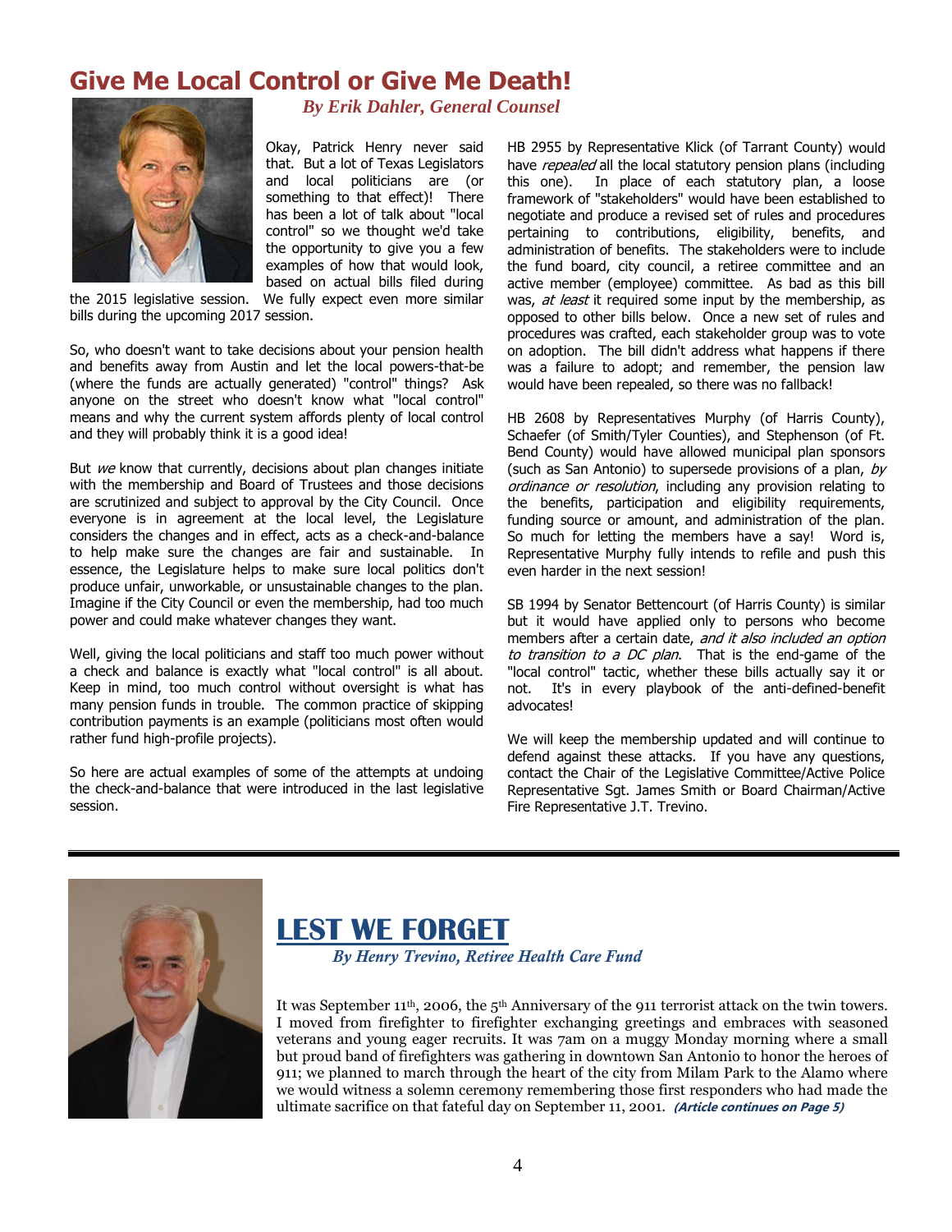# Give Me Local Control or Give Me Death!

*By Erik Dahler, General Counsel*

Okay, Patrick Henry never said that. But a lot of Texas Legislators and local politicians are (or something to that effect)! There has been a lot of talk about "local control" so we thought we'd take the opportunity to give you a few examples of how that would look, based on actual bills filed during the 2015 legislative session. We fully expect even more similar bills during the upcoming 2017 session.

So, who doesn't want to take decisions about your pension health and benefits away from Austin and let the local powers-that-be (where the funds are actually generated) "control" things? Ask anyone on the street who doesn't know what "local control" means and why the current system affords plenty of local control and they will probably think it is a good idea!

But *we* know that currently, decisions about plan changes initiate with the membership and Board of Trustees and those decisions are scrutinized and subject to approval by the City Council. Once everyone is in agreement at the local level, the Legislature considers the changes and in effect, acts as a check-and-balance to help make sure the changes are fair and sustainable. In essence, the Legislature helps to make sure local politics don't produce unfair, unworkable, or unsustainable changes to the plan. Imagine if the City Council or even the membership, had too much power and could make whatever changes they want.

Well, giving the local politicians and staff too much power without a check and balance is exactly what "local control" is all about. Keep in mind, too much control without oversight is what has many pension funds in trouble. The common practice of skipping contribution payments is an example (politicians most often would rather fund high-profile projects).

So here are actual examples of some of the attempts at undoing the check-and-balance that were introduced in the last legislative session.

HB 2955 by Representative Klick (of Tarrant County) would have *repealed* all the local statutory pension plans (including this one). In place of each statutory plan, a loose framework of "stakeholders" would have been established to negotiate and produce a revised set of rules and procedures pertaining to contributions, eligibility, benefits, and administration of benefits. The stakeholders were to include the fund board, city council, a retiree committee and an active member (employee) committee. As bad as this bill was, *at least* it required some input by the membership, as opposed to other bills below. Once a new set of rules and procedures was crafted, each stakeholder group was to vote on adoption. The bill didn't address what happens if there was a failure to adopt; and remember, the pension law would have been repealed, so there was no fallback!

HB 2608 by Representatives Murphy (of Harris County), Schaefer (of Smith/Tyler Counties), and Stephenson (of Ft. Bend County) would have allowed municipal plan sponsors (such as San Antonio) to supersede provisions of a plan, *by ordinance or resolution*, including any provision relating to the benefits, participation and eligibility requirements, funding source or amount, and administration of the plan. So much for letting the members have a say! Word is, Representative Murphy fully intends to refile and push this even harder in the next session!

SB 1994 by Senator Bettencourt (of Harris County) is similar but it would have applied only to persons who become members after a certain date, *and it also included an option to transition to a DC plan*. That is the end-game of the "local control" tactic, whether these bills actually say it or not. It's in every playbook of the anti-defined-benefit advocates!

We will keep the membership updated and will continue to defend against these attacks. If you have any questions, contact the Chair of the Legislative Committee/Active Police Representative Sgt. James Smith or Board Chairman/Active Fire Representative J.T. Trevino.

---

# LEST WE FORGET

*By Henry Trevino, Retiree Health Care Fund*

It was September 11th, 2006, the 5th Anniversary of the 911 terrorist attack on the twin towers. I moved from firefighter to firefighter exchanging greetings and embraces with seasoned veterans and young eager recruits. It was 7am on a muggy Monday morning where a small but proud band of firefighters was gathering in downtown San Antonio to honor the heroes of 911; we planned to march through the heart of the city from Milam Park to the Alamo where we would witness a solemn ceremony remembering those first responders who had made the ultimate sacrifice on that fateful day on September 11, 2001. ***(Article continues on Page 5)***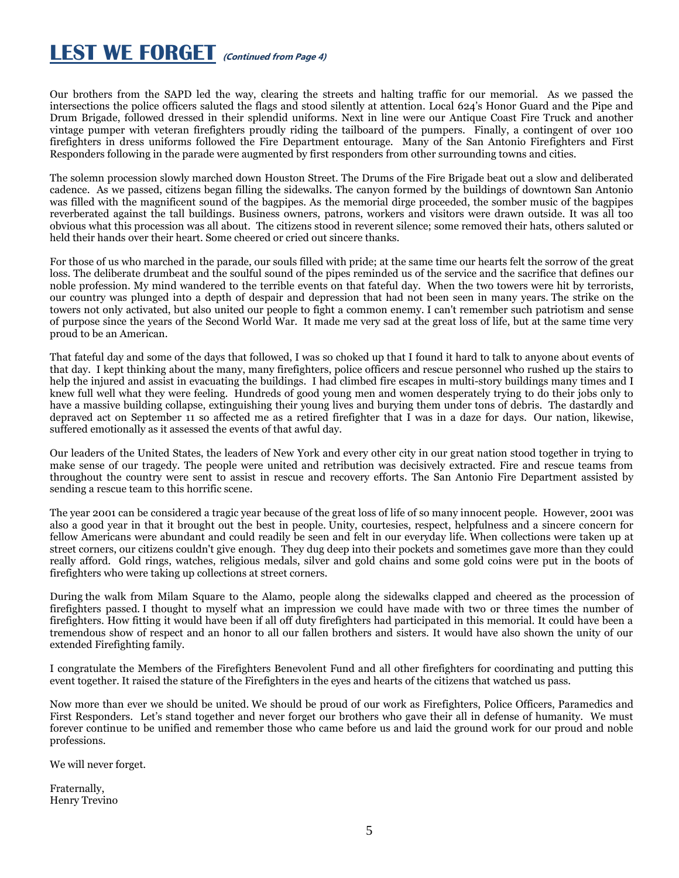# LEST WE FORGET *(Continued from Page 4)*

Our brothers from the SAPD led the way, clearing the streets and halting traffic for our memorial. As we passed the intersections the police officers saluted the flags and stood silently at attention. Local 624's Honor Guard and the Pipe and Drum Brigade, followed dressed in their splendid uniforms. Next in line were our Antique Coast Fire Truck and another vintage pumper with veteran firefighters proudly riding the tailboard of the pumpers. Finally, a contingent of over 100 firefighters in dress uniforms followed the Fire Department entourage. Many of the San Antonio Firefighters and First Responders following in the parade were augmented by first responders from other surrounding towns and cities.

The solemn procession slowly marched down Houston Street. The Drums of the Fire Brigade beat out a slow and deliberated cadence. As we passed, citizens began filling the sidewalks. The canyon formed by the buildings of downtown San Antonio was filled with the magnificent sound of the bagpipes. As the memorial dirge proceeded, the somber music of the bagpipes reverberated against the tall buildings. Business owners, patrons, workers and visitors were drawn outside. It was all too obvious what this procession was all about. The citizens stood in reverent silence; some removed their hats, others saluted or held their hands over their heart. Some cheered or cried out sincere thanks.

For those of us who marched in the parade, our souls filled with pride; at the same time our hearts felt the sorrow of the great loss. The deliberate drumbeat and the soulful sound of the pipes reminded us of the service and the sacrifice that defines our noble profession. My mind wandered to the terrible events on that fateful day. When the two towers were hit by terrorists, our country was plunged into a depth of despair and depression that had not been seen in many years. The strike on the towers not only activated, but also united our people to fight a common enemy. I can't remember such patriotism and sense of purpose since the years of the Second World War. It made me very sad at the great loss of life, but at the same time very proud to be an American.

That fateful day and some of the days that followed, I was so choked up that I found it hard to talk to anyone about events of that day. I kept thinking about the many, many firefighters, police officers and rescue personnel who rushed up the stairs to help the injured and assist in evacuating the buildings. I had climbed fire escapes in multi-story buildings many times and I knew full well what they were feeling. Hundreds of good young men and women desperately trying to do their jobs only to have a massive building collapse, extinguishing their young lives and burying them under tons of debris. The dastardly and depraved act on September 11 so affected me as a retired firefighter that I was in a daze for days. Our nation, likewise, suffered emotionally as it assessed the events of that awful day.

Our leaders of the United States, the leaders of New York and every other city in our great nation stood together in trying to make sense of our tragedy. The people were united and retribution was decisively extracted. Fire and rescue teams from throughout the country were sent to assist in rescue and recovery efforts. The San Antonio Fire Department assisted by sending a rescue team to this horrific scene.

The year 2001 can be considered a tragic year because of the great loss of life of so many innocent people. However, 2001 was also a good year in that it brought out the best in people. Unity, courtesies, respect, helpfulness and a sincere concern for fellow Americans were abundant and could readily be seen and felt in our everyday life. When collections were taken up at street corners, our citizens couldn't give enough. They dug deep into their pockets and sometimes gave more than they could really afford. Gold rings, watches, religious medals, silver and gold chains and some gold coins were put in the boots of firefighters who were taking up collections at street corners.

During the walk from Milam Square to the Alamo, people along the sidewalks clapped and cheered as the procession of firefighters passed. I thought to myself what an impression we could have made with two or three times the number of firefighters. How fitting it would have been if all off duty firefighters had participated in this memorial. It could have been a tremendous show of respect and an honor to all our fallen brothers and sisters. It would have also shown the unity of our extended Firefighting family.

I congratulate the Members of the Firefighters Benevolent Fund and all other firefighters for coordinating and putting this event together. It raised the stature of the Firefighters in the eyes and hearts of the citizens that watched us pass.

Now more than ever we should be united. We should be proud of our work as Firefighters, Police Officers, Paramedics and First Responders. Let's stand together and never forget our brothers who gave their all in defense of humanity. We must forever continue to be unified and remember those who came before us and laid the ground work for our proud and noble professions.

We will never forget.

Fraternally,
Henry Trevino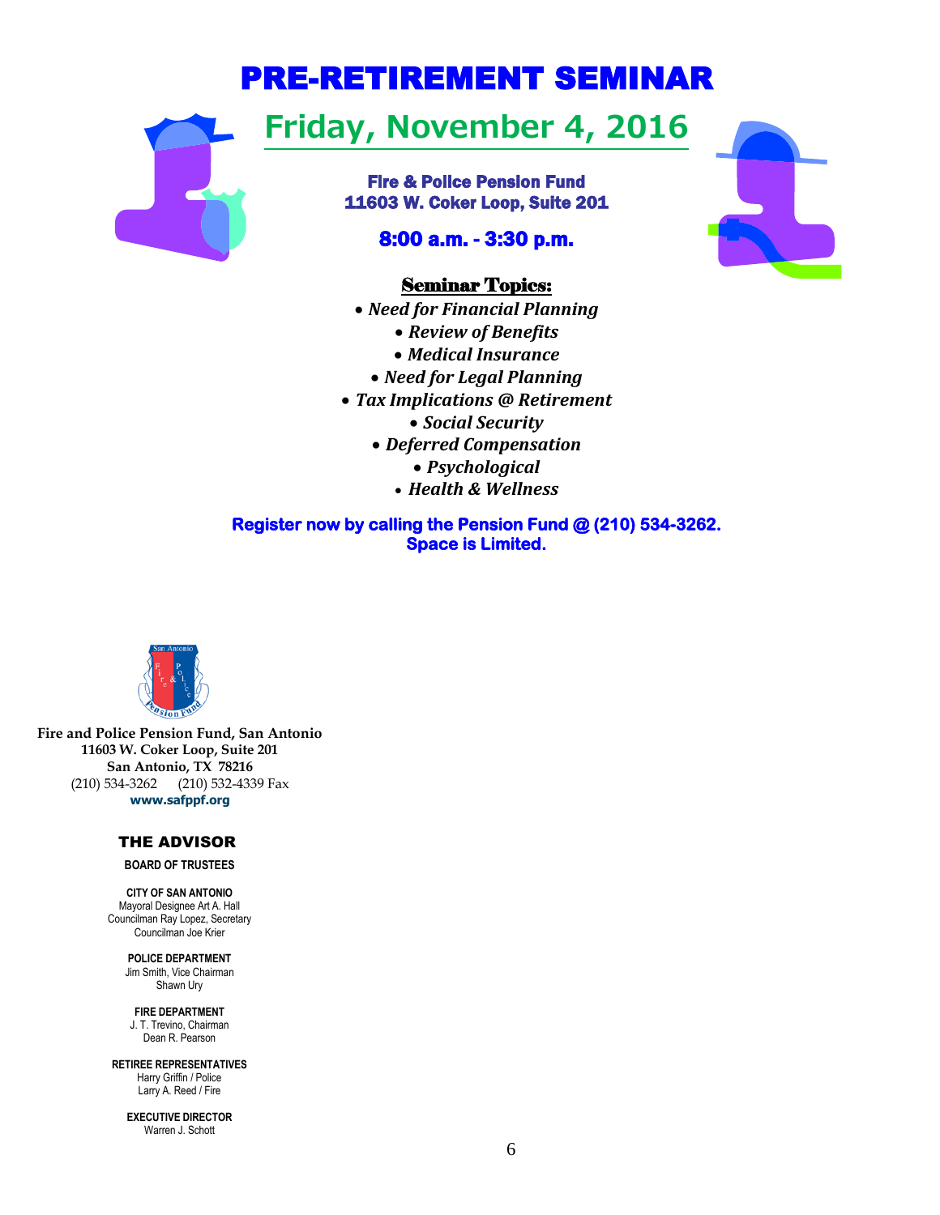# PRE-RETIREMENT SEMINAR

## Friday, November 4, 2016

**Fire & Police Pension Fund**
**11603 W. Coker Loop, Suite 201**

**8:00 a.m. - 3:30 p.m.**

**Seminar Topics:**

- ***Need for Financial Planning***
- ***Review of Benefits***
- ***Medical Insurance***
- ***Need for Legal Planning***
- ***Tax Implications @ Retirement***
- ***Social Security***
- ***Deferred Compensation***
- ***Psychological***
- ***Health & Wellness***

**Register now by calling the Pension Fund @ (210) 534-3262.**
**Space is Limited.**

**Fire and Police Pension Fund, San Antonio**
**11603 W. Coker Loop, Suite 201**
**San Antonio, TX 78216**
(210) 534-3262 (210) 532-4339 Fax
**www.safppf.org**

### THE ADVISOR

**BOARD OF TRUSTEES**

**CITY OF SAN ANTONIO**
Mayoral Designee Art A. Hall
Councilman Ray Lopez, Secretary
Councilman Joe Krier

**POLICE DEPARTMENT**
Jim Smith, Vice Chairman
Shawn Ury

**FIRE DEPARTMENT**
J. T. Trevino, Chairman
Dean R. Pearson

**RETIREE REPRESENTATIVES**
Harry Griffin / Police
Larry A. Reed / Fire

**EXECUTIVE DIRECTOR**
Warren J. Schott